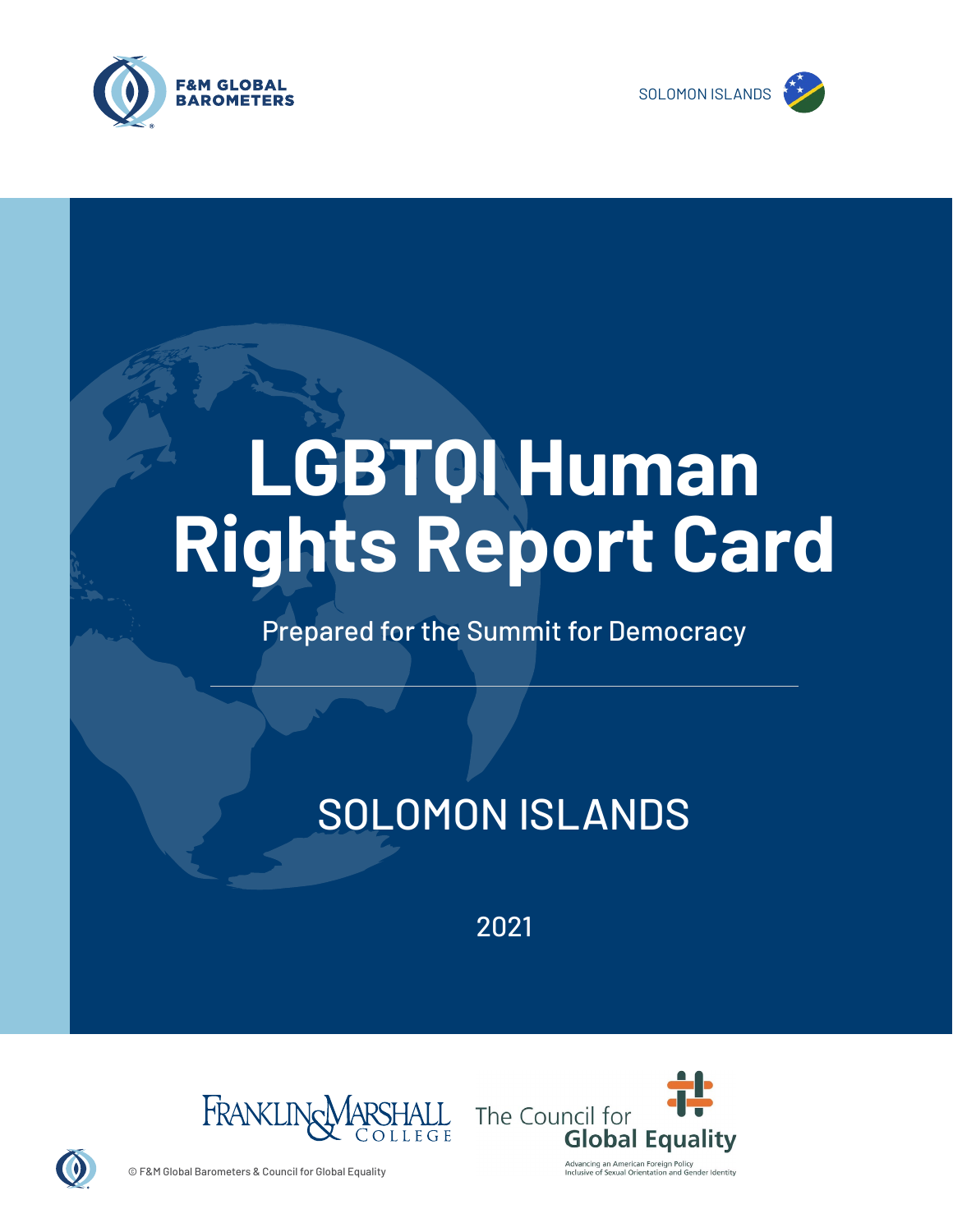F&M GLOBAL BAROMETERS

SOLOMON ISLANDS

# LGBTQI Human Rights Report Card

Prepared for the Summit for Democracy

## SOLOMON ISLANDS

2021

FRANKLIN & MARSHALL COLLEGE

The Council for Global Equality

Advancing an American Foreign Policy Inclusive of Sexual Orientation and Gender Identity

© F&M Global Barometers & Council for Global Equality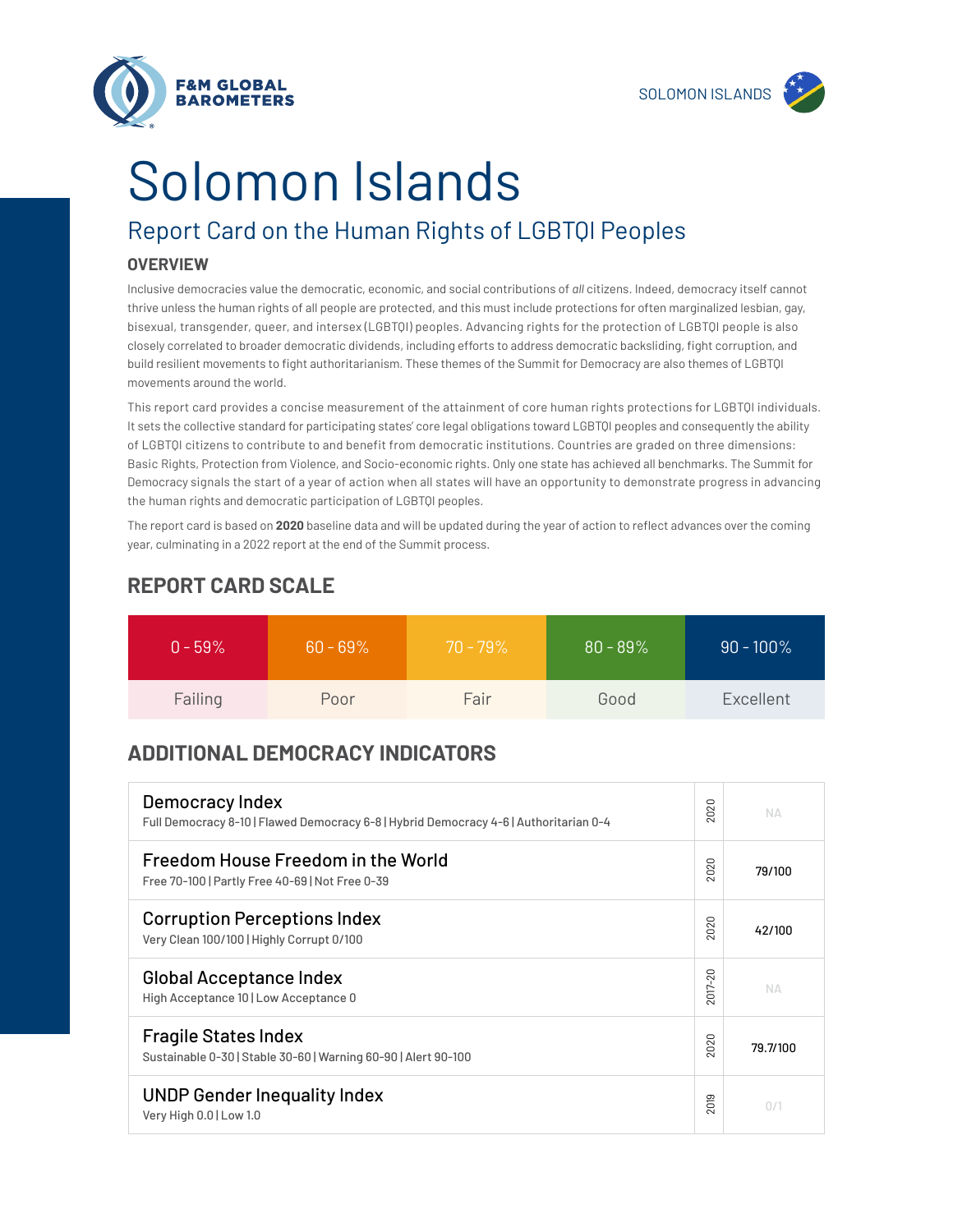# Solomon Islands

## Report Card on the Human Rights of LGBTQI Peoples

### OVERVIEW

Inclusive democracies value the democratic, economic, and social contributions of *all* citizens. Indeed, democracy itself cannot thrive unless the human rights of all people are protected, and this must include protections for often marginalized lesbian, gay, bisexual, transgender, queer, and intersex (LGBTQI) peoples. Advancing rights for the protection of LGBTQI people is also closely correlated to broader democratic dividends, including efforts to address democratic backsliding, fight corruption, and build resilient movements to fight authoritarianism. These themes of the Summit for Democracy are also themes of LGBTQI movements around the world.

This report card provides a concise measurement of the attainment of core human rights protections for LGBTQI individuals. It sets the collective standard for participating states' core legal obligations toward LGBTQI peoples and consequently the ability of LGBTQI citizens to contribute to and benefit from democratic institutions. Countries are graded on three dimensions: Basic Rights, Protection from Violence, and Socio-economic rights. Only one state has achieved all benchmarks. The Summit for Democracy signals the start of a year of action when all states will have an opportunity to demonstrate progress in advancing the human rights and democratic participation of LGBTQI peoples.

The report card is based on **2020** baseline data and will be updated during the year of action to reflect advances over the coming year, culminating in a 2022 report at the end of the Summit process.

## REPORT CARD SCALE

| 0 - 59% | 60 - 69% | 70 - 79% | 80 - 89% | 90 - 100% |
|---|---|---|---|---|
| Failing | Poor | Fair | Good | Excellent |

## ADDITIONAL DEMOCRACY INDICATORS

| Indicator | Year | Score |
|---|---|---|
| Democracy Index<br>Full Democracy 8-10 \| Flawed Democracy 6-8 \| Hybrid Democracy 4-6 \| Authoritarian 0-4 | 2020 | NA |
| Freedom House Freedom in the World<br>Free 70-100 \| Partly Free 40-69 \| Not Free 0-39 | 2020 | 79/100 |
| Corruption Perceptions Index<br>Very Clean 100/100 \| Highly Corrupt 0/100 | 2020 | 42/100 |
| Global Acceptance Index<br>High Acceptance 10 \| Low Acceptance 0 | 2017-20 | NA |
| Fragile States Index<br>Sustainable 0-30 \| Stable 30-60 \| Warning 60-90 \| Alert 90-100 | 2020 | 79.7/100 |
| UNDP Gender Inequality Index<br>Very High 0.0 \| Low 1.0 | 2019 | 0/1 |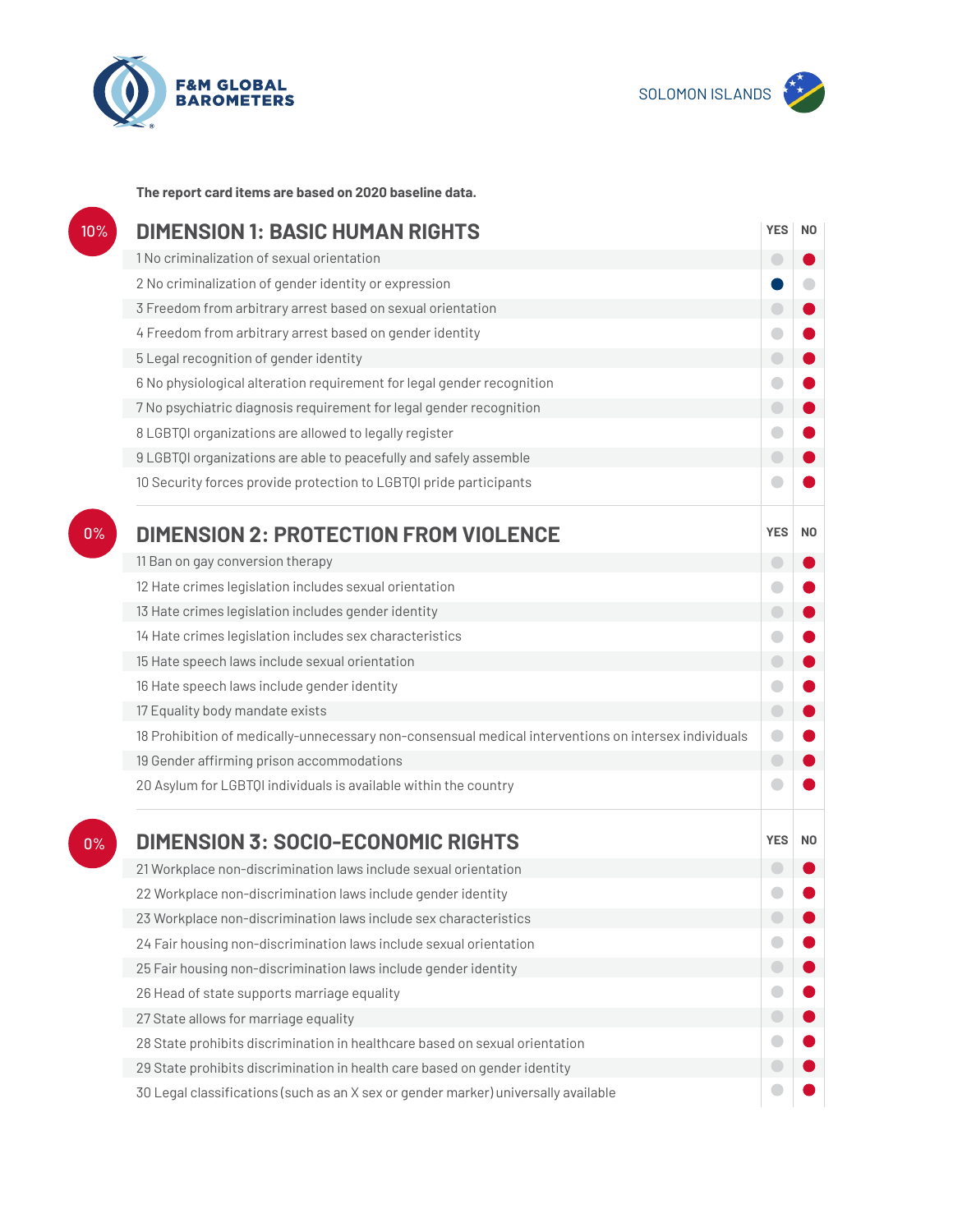F&M GLOBAL BAROMETERS

SOLOMON ISLANDS

**The report card items are based on 2020 baseline data.**

## 10% DIMENSION 1: BASIC HUMAN RIGHTS

| | YES | NO |
|---|---|---|
| 1 No criminalization of sexual orientation | | ● |
| 2 No criminalization of gender identity or expression | ● | |
| 3 Freedom from arbitrary arrest based on sexual orientation | | ● |
| 4 Freedom from arbitrary arrest based on gender identity | | ● |
| 5 Legal recognition of gender identity | | ● |
| 6 No physiological alteration requirement for legal gender recognition | | ● |
| 7 No psychiatric diagnosis requirement for legal gender recognition | | ● |
| 8 LGBTQI organizations are allowed to legally register | | ● |
| 9 LGBTQI organizations are able to peacefully and safely assemble | | ● |
| 10 Security forces provide protection to LGBTQI pride participants | | ● |

## 0% DIMENSION 2: PROTECTION FROM VIOLENCE

| | YES | NO |
|---|---|---|
| 11 Ban on gay conversion therapy | | ● |
| 12 Hate crimes legislation includes sexual orientation | | ● |
| 13 Hate crimes legislation includes gender identity | | ● |
| 14 Hate crimes legislation includes sex characteristics | | ● |
| 15 Hate speech laws include sexual orientation | | ● |
| 16 Hate speech laws include gender identity | | ● |
| 17 Equality body mandate exists | | ● |
| 18 Prohibition of medically-unnecessary non-consensual medical interventions on intersex individuals | | ● |
| 19 Gender affirming prison accommodations | | ● |
| 20 Asylum for LGBTQI individuals is available within the country | | ● |

## 0% DIMENSION 3: SOCIO-ECONOMIC RIGHTS

| | YES | NO |
|---|---|---|
| 21 Workplace non-discrimination laws include sexual orientation | | ● |
| 22 Workplace non-discrimination laws include gender identity | | ● |
| 23 Workplace non-discrimination laws include sex characteristics | | ● |
| 24 Fair housing non-discrimination laws include sexual orientation | | ● |
| 25 Fair housing non-discrimination laws include gender identity | | ● |
| 26 Head of state supports marriage equality | | ● |
| 27 State allows for marriage equality | | ● |
| 28 State prohibits discrimination in healthcare based on sexual orientation | | ● |
| 29 State prohibits discrimination in health care based on gender identity | | ● |
| 30 Legal classifications (such as an X sex or gender marker) universally available | | ● |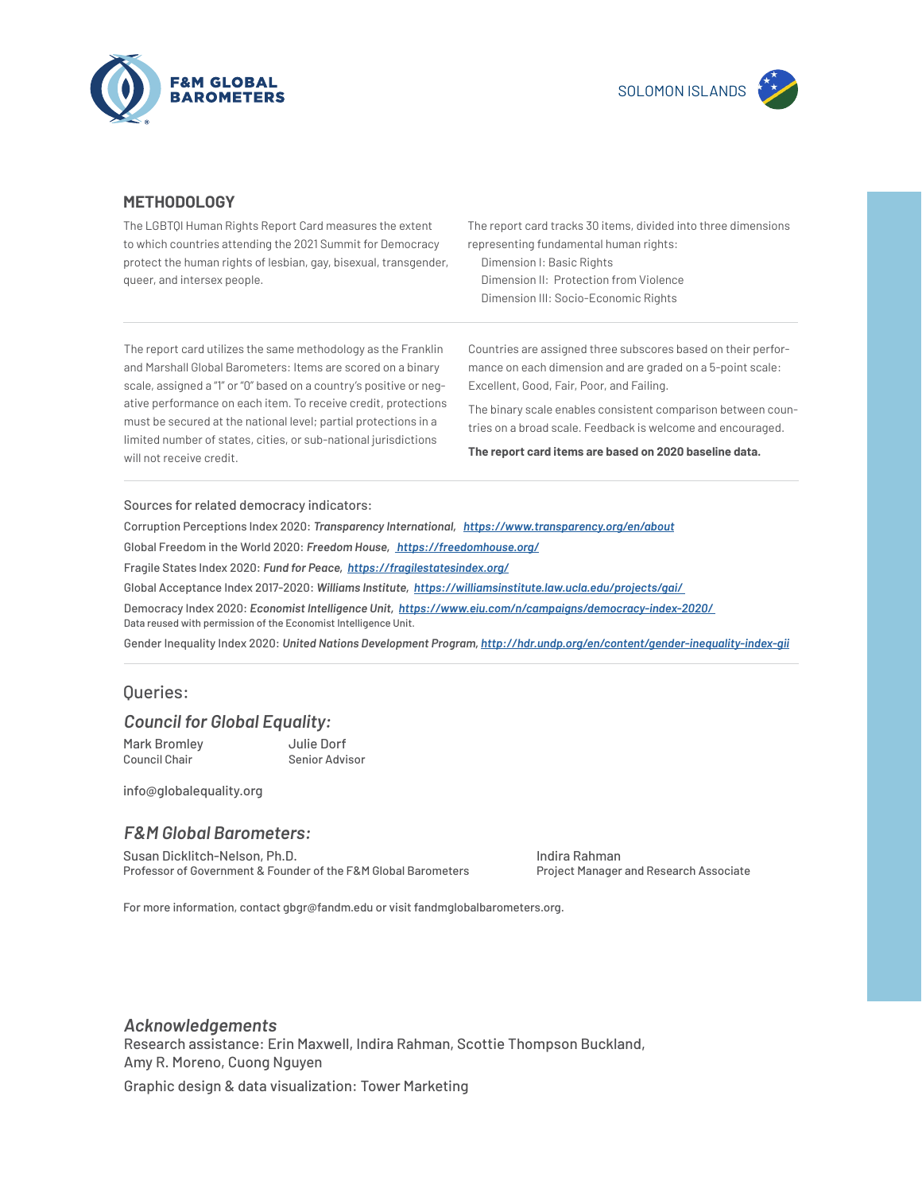F&M GLOBAL BAROMETERS

SOLOMON ISLANDS

## METHODOLOGY

The LGBTQI Human Rights Report Card measures the extent to which countries attending the 2021 Summit for Democracy protect the human rights of lesbian, gay, bisexual, transgender, queer, and intersex people.

The report card tracks 30 items, divided into three dimensions representing fundamental human rights:

- Dimension I: Basic Rights
- Dimension II: Protection from Violence
- Dimension III: Socio-Economic Rights

The report card utilizes the same methodology as the Franklin and Marshall Global Barometers: Items are scored on a binary scale, assigned a "1" or "0" based on a country's positive or negative performance on each item. To receive credit, protections must be secured at the national level; partial protections in a limited number of states, cities, or sub-national jurisdictions will not receive credit.

Countries are assigned three subscores based on their performance on each dimension and are graded on a 5-point scale: Excellent, Good, Fair, Poor, and Failing.

The binary scale enables consistent comparison between countries on a broad scale. Feedback is welcome and encouraged.

**The report card items are based on 2020 baseline data.**

Sources for related democracy indicators:

Corruption Perceptions Index 2020: ***Transparency International,*** ***https://www.transparency.org/en/about***

Global Freedom in the World 2020: ***Freedom House,*** ***https://freedomhouse.org/***

Fragile States Index 2020: ***Fund for Peace,*** ***https://fragilestatesindex.org/***

Global Acceptance Index 2017-2020: ***Williams Institute,*** ***https://williamsinstitute.law.ucla.edu/projects/gai/***

Democracy Index 2020: ***Economist Intelligence Unit,*** ***https://www.eiu.com/n/campaigns/democracy-index-2020/***
Data reused with permission of the Economist Intelligence Unit.

Gender Inequality Index 2020: ***United Nations Development Program,*** ***http://hdr.undp.org/en/content/gender-inequality-index-gii***

## Queries:

### *Council for Global Equality:*

Mark Bromley
Council Chair

Julie Dorf
Senior Advisor

info@globalequality.org

### *F&M Global Barometers:*

Susan Dicklitch-Nelson, Ph.D.
Professor of Government & Founder of the F&M Global Barometers

Indira Rahman
Project Manager and Research Associate

For more information, contact gbgr@fandm.edu or visit fandmglobalbarometers.org.

### *Acknowledgements*

Research assistance: Erin Maxwell, Indira Rahman, Scottie Thompson Buckland, Amy R. Moreno, Cuong Nguyen

Graphic design & data visualization: Tower Marketing